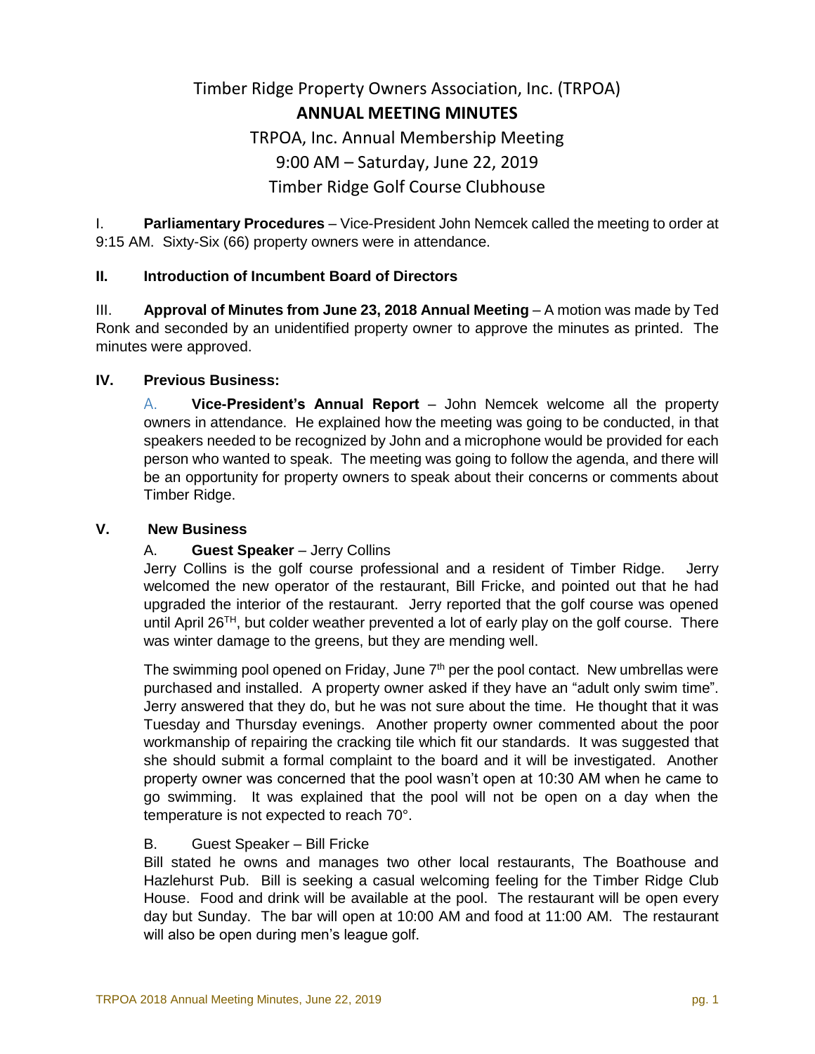# Timber Ridge Property Owners Association, Inc. (TRPOA)

## ANNUAL MEETING MINUTES

TRPOA, Inc. Annual Membership Meeting

9:00 AM – Saturday, June 22, 2019

Timber Ridge Golf Course Clubhouse

I. **Parliamentary Procedures** – Vice-President John Nemcek called the meeting to order at 9:15 AM. Sixty-Six (66) property owners were in attendance.

**II. Introduction of Incumbent Board of Directors**

III. **Approval of Minutes from June 23, 2018 Annual Meeting** – A motion was made by Ted Ronk and seconded by an unidentified property owner to approve the minutes as printed. The minutes were approved.

**IV. Previous Business:**

A. **Vice-President's Annual Report** – John Nemcek welcome all the property owners in attendance. He explained how the meeting was going to be conducted, in that speakers needed to be recognized by John and a microphone would be provided for each person who wanted to speak. The meeting was going to follow the agenda, and there will be an opportunity for property owners to speak about their concerns or comments about Timber Ridge.

**V. New Business**

A. **Guest Speaker** – Jerry Collins

Jerry Collins is the golf course professional and a resident of Timber Ridge. Jerry welcomed the new operator of the restaurant, Bill Fricke, and pointed out that he had upgraded the interior of the restaurant. Jerry reported that the golf course was opened until April 26TH, but colder weather prevented a lot of early play on the golf course. There was winter damage to the greens, but they are mending well.

The swimming pool opened on Friday, June 7th per the pool contact. New umbrellas were purchased and installed. A property owner asked if they have an "adult only swim time". Jerry answered that they do, but he was not sure about the time. He thought that it was Tuesday and Thursday evenings. Another property owner commented about the poor workmanship of repairing the cracking tile which fit our standards. It was suggested that she should submit a formal complaint to the board and it will be investigated. Another property owner was concerned that the pool wasn't open at 10:30 AM when he came to go swimming. It was explained that the pool will not be open on a day when the temperature is not expected to reach 70°.

B. Guest Speaker – Bill Fricke

Bill stated he owns and manages two other local restaurants, The Boathouse and Hazlehurst Pub. Bill is seeking a casual welcoming feeling for the Timber Ridge Club House. Food and drink will be available at the pool. The restaurant will be open every day but Sunday. The bar will open at 10:00 AM and food at 11:00 AM. The restaurant will also be open during men's league golf.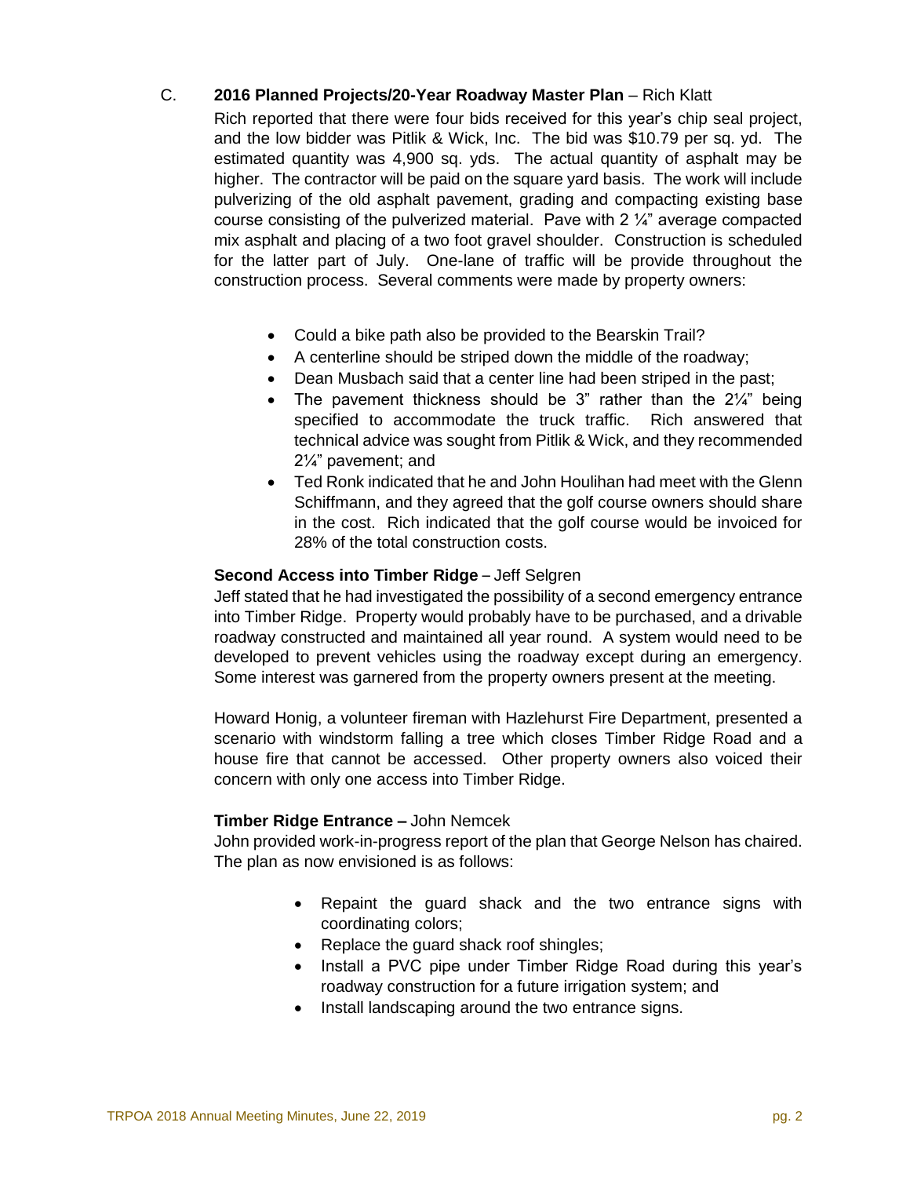C. **2016 Planned Projects/20-Year Roadway Master Plan** – Rich Klatt

Rich reported that there were four bids received for this year's chip seal project, and the low bidder was Pitlik & Wick, Inc. The bid was $10.79 per sq. yd. The estimated quantity was 4,900 sq. yds. The actual quantity of asphalt may be higher. The contractor will be paid on the square yard basis. The work will include pulverizing of the old asphalt pavement, grading and compacting existing base course consisting of the pulverized material. Pave with 2 ¼" average compacted mix asphalt and placing of a two foot gravel shoulder. Construction is scheduled for the latter part of July. One-lane of traffic will be provide throughout the construction process. Several comments were made by property owners:

- Could a bike path also be provided to the Bearskin Trail?
- A centerline should be striped down the middle of the roadway;
- Dean Musbach said that a center line had been striped in the past;
- The pavement thickness should be 3" rather than the 2¼" being specified to accommodate the truck traffic. Rich answered that technical advice was sought from Pitlik & Wick, and they recommended 2¼" pavement; and
- Ted Ronk indicated that he and John Houlihan had meet with the Glenn Schiffmann, and they agreed that the golf course owners should share in the cost. Rich indicated that the golf course would be invoiced for 28% of the total construction costs.

**Second Access into Timber Ridge** – Jeff Selgren

Jeff stated that he had investigated the possibility of a second emergency entrance into Timber Ridge. Property would probably have to be purchased, and a drivable roadway constructed and maintained all year round. A system would need to be developed to prevent vehicles using the roadway except during an emergency. Some interest was garnered from the property owners present at the meeting.

Howard Honig, a volunteer fireman with Hazlehurst Fire Department, presented a scenario with windstorm falling a tree which closes Timber Ridge Road and a house fire that cannot be accessed. Other property owners also voiced their concern with only one access into Timber Ridge.

**Timber Ridge Entrance –** John Nemcek

John provided work-in-progress report of the plan that George Nelson has chaired. The plan as now envisioned is as follows:

- Repaint the guard shack and the two entrance signs with coordinating colors;
- Replace the guard shack roof shingles;
- Install a PVC pipe under Timber Ridge Road during this year's roadway construction for a future irrigation system; and
- Install landscaping around the two entrance signs.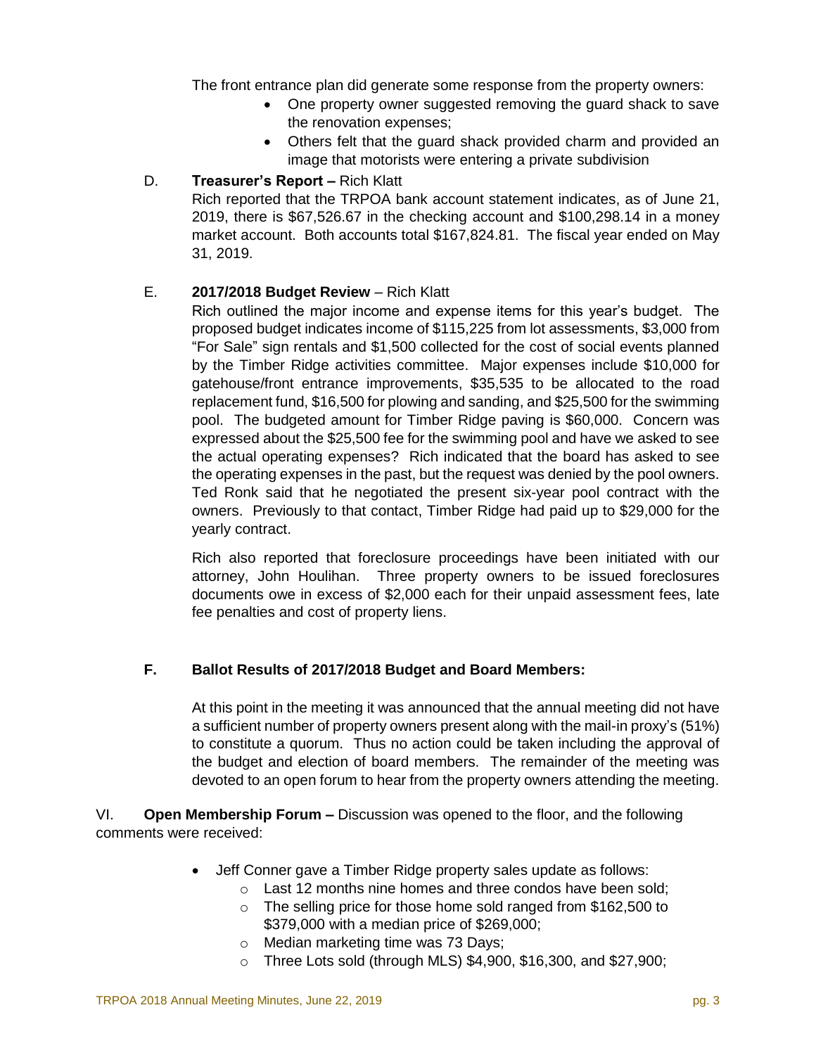The front entrance plan did generate some response from the property owners:

- One property owner suggested removing the guard shack to save the renovation expenses;
- Others felt that the guard shack provided charm and provided an image that motorists were entering a private subdivision

D. **Treasurer's Report –** Rich Klatt

Rich reported that the TRPOA bank account statement indicates, as of June 21, 2019, there is $67,526.67 in the checking account and $100,298.14 in a money market account. Both accounts total $167,824.81. The fiscal year ended on May 31, 2019.

E. **2017/2018 Budget Review** – Rich Klatt

Rich outlined the major income and expense items for this year's budget. The proposed budget indicates income of $115,225 from lot assessments, $3,000 from "For Sale" sign rentals and $1,500 collected for the cost of social events planned by the Timber Ridge activities committee. Major expenses include $10,000 for gatehouse/front entrance improvements, $35,535 to be allocated to the road replacement fund, $16,500 for plowing and sanding, and $25,500 for the swimming pool. The budgeted amount for Timber Ridge paving is $60,000. Concern was expressed about the $25,500 fee for the swimming pool and have we asked to see the actual operating expenses? Rich indicated that the board has asked to see the operating expenses in the past, but the request was denied by the pool owners. Ted Ronk said that he negotiated the present six-year pool contract with the owners. Previously to that contact, Timber Ridge had paid up to $29,000 for the yearly contract.

Rich also reported that foreclosure proceedings have been initiated with our attorney, John Houlihan. Three property owners to be issued foreclosures documents owe in excess of $2,000 each for their unpaid assessment fees, late fee penalties and cost of property liens.

**F. Ballot Results of 2017/2018 Budget and Board Members:**

At this point in the meeting it was announced that the annual meeting did not have a sufficient number of property owners present along with the mail-in proxy's (51%) to constitute a quorum. Thus no action could be taken including the approval of the budget and election of board members. The remainder of the meeting was devoted to an open forum to hear from the property owners attending the meeting.

VI. **Open Membership Forum –** Discussion was opened to the floor, and the following comments were received:

- Jeff Conner gave a Timber Ridge property sales update as follows:
  - Last 12 months nine homes and three condos have been sold;
  - The selling price for those home sold ranged from $162,500 to $379,000 with a median price of $269,000;
  - Median marketing time was 73 Days;
  - Three Lots sold (through MLS) $4,900, $16,300, and $27,900;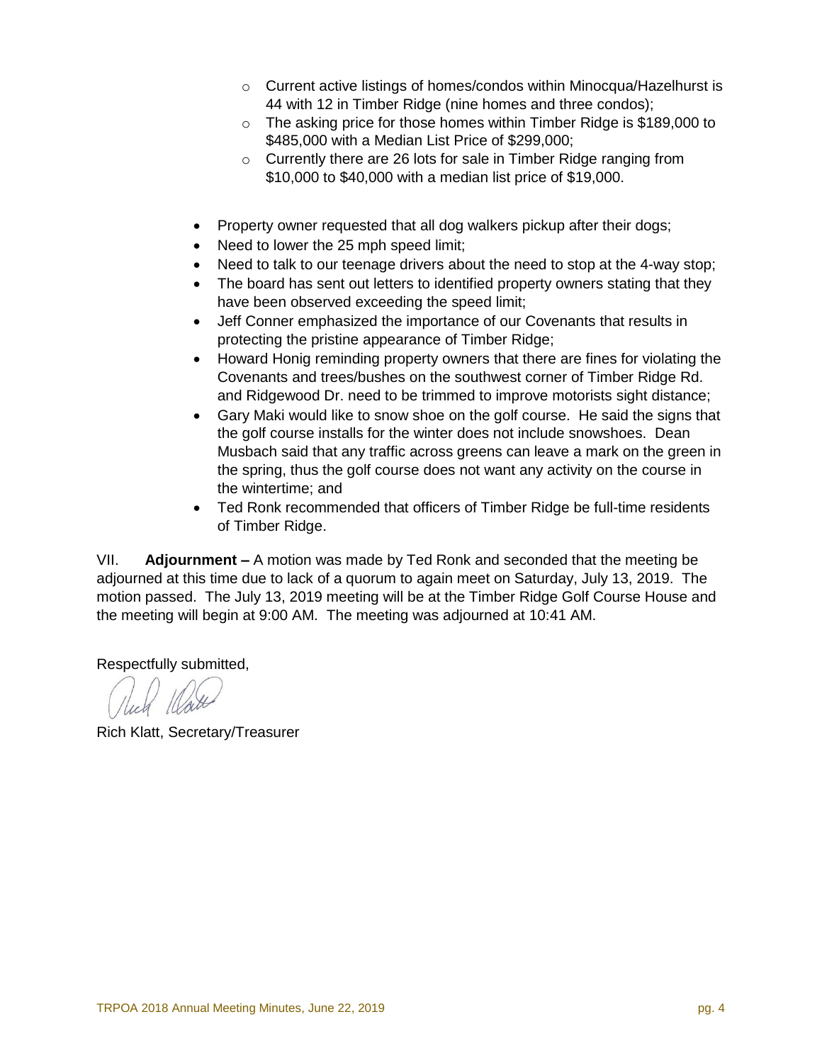- Current active listings of homes/condos within Minocqua/Hazelhurst is 44 with 12 in Timber Ridge (nine homes and three condos);
  - The asking price for those homes within Timber Ridge is $189,000 to $485,000 with a Median List Price of $299,000;
  - Currently there are 26 lots for sale in Timber Ridge ranging from $10,000 to $40,000 with a median list price of $19,000.

- Property owner requested that all dog walkers pickup after their dogs;
- Need to lower the 25 mph speed limit;
- Need to talk to our teenage drivers about the need to stop at the 4-way stop;
- The board has sent out letters to identified property owners stating that they have been observed exceeding the speed limit;
- Jeff Conner emphasized the importance of our Covenants that results in protecting the pristine appearance of Timber Ridge;
- Howard Honig reminding property owners that there are fines for violating the Covenants and trees/bushes on the southwest corner of Timber Ridge Rd. and Ridgewood Dr. need to be trimmed to improve motorists sight distance;
- Gary Maki would like to snow shoe on the golf course. He said the signs that the golf course installs for the winter does not include snowshoes. Dean Musbach said that any traffic across greens can leave a mark on the green in the spring, thus the golf course does not want any activity on the course in the wintertime; and
- Ted Ronk recommended that officers of Timber Ridge be full-time residents of Timber Ridge.

VII. **Adjournment –** A motion was made by Ted Ronk and seconded that the meeting be adjourned at this time due to lack of a quorum to again meet on Saturday, July 13, 2019. The motion passed. The July 13, 2019 meeting will be at the Timber Ridge Golf Course House and the meeting will begin at 9:00 AM. The meeting was adjourned at 10:41 AM.

Respectfully submitted,

Rich Klatt, Secretary/Treasurer